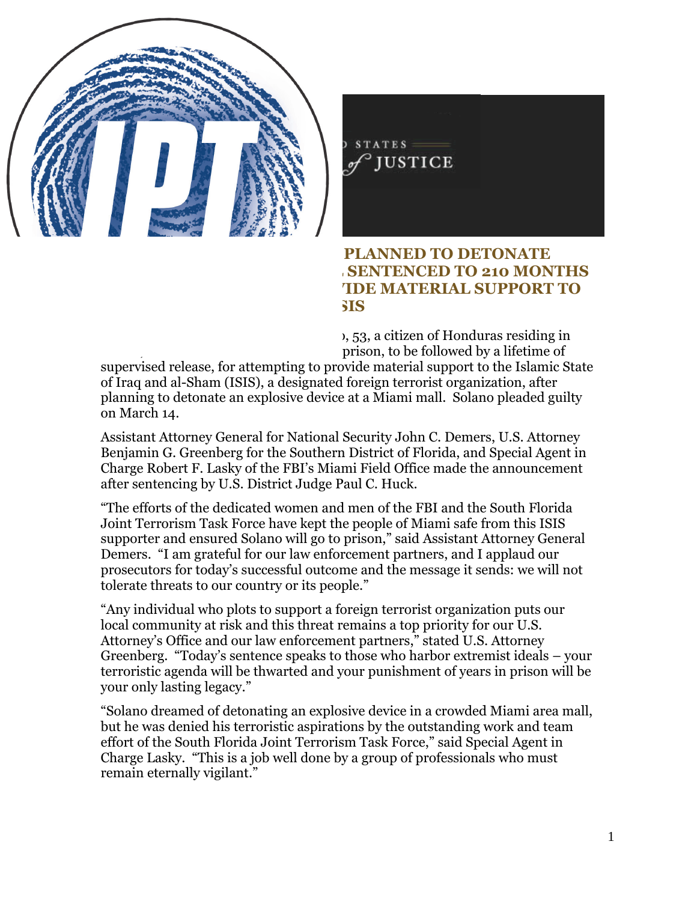**PLANNED TO DETONATE**
**SENTENCED TO 210 MONTHS**
**IDE MATERIAL SUPPORT TO**
**SIS**

, 53, a citizen of Honduras residing in prison, to be followed by a lifetime of supervised release, for attempting to provide material support to the Islamic State of Iraq and al-Sham (ISIS), a designated foreign terrorist organization, after planning to detonate an explosive device at a Miami mall. Solano pleaded guilty on March 14.

Assistant Attorney General for National Security John C. Demers, U.S. Attorney Benjamin G. Greenberg for the Southern District of Florida, and Special Agent in Charge Robert F. Lasky of the FBI's Miami Field Office made the announcement after sentencing by U.S. District Judge Paul C. Huck.

"The efforts of the dedicated women and men of the FBI and the South Florida Joint Terrorism Task Force have kept the people of Miami safe from this ISIS supporter and ensured Solano will go to prison," said Assistant Attorney General Demers. "I am grateful for our law enforcement partners, and I applaud our prosecutors for today's successful outcome and the message it sends: we will not tolerate threats to our country or its people."

"Any individual who plots to support a foreign terrorist organization puts our local community at risk and this threat remains a top priority for our U.S. Attorney's Office and our law enforcement partners," stated U.S. Attorney Greenberg. "Today's sentence speaks to those who harbor extremist ideals – your terroristic agenda will be thwarted and your punishment of years in prison will be your only lasting legacy."

"Solano dreamed of detonating an explosive device in a crowded Miami area mall, but he was denied his terroristic aspirations by the outstanding work and team effort of the South Florida Joint Terrorism Task Force," said Special Agent in Charge Lasky. "This is a job well done by a group of professionals who must remain eternally vigilant."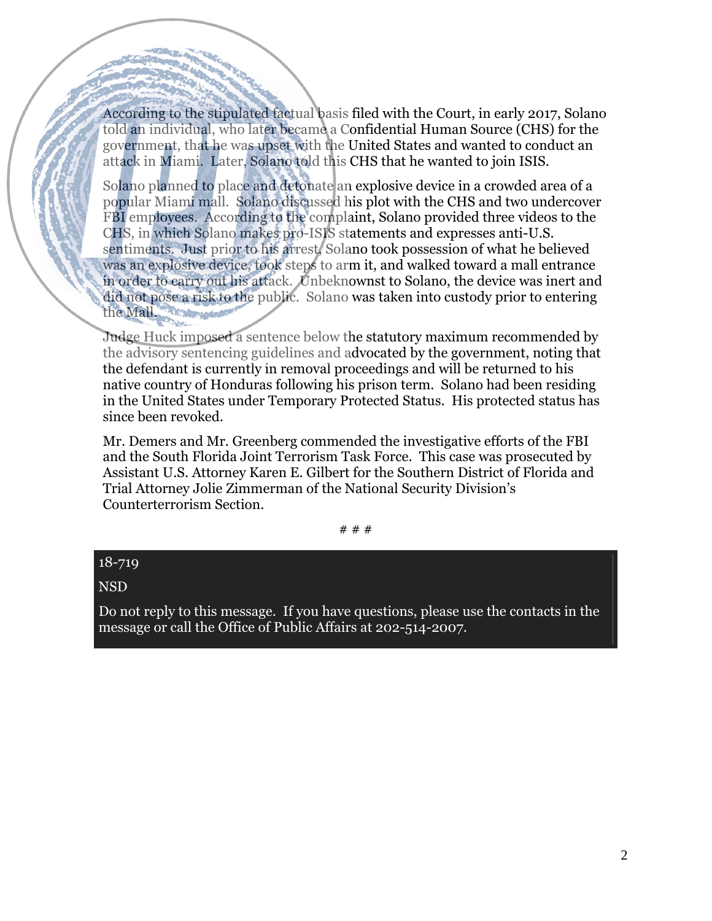According to the stipulated factual basis filed with the Court, in early 2017, Solano told an individual, who later became a Confidential Human Source (CHS) for the government, that he was upset with the United States and wanted to conduct an attack in Miami. Later, Solano told this CHS that he wanted to join ISIS.

Solano planned to place and detonate an explosive device in a crowded area of a popular Miami mall. Solano discussed his plot with the CHS and two undercover FBI employees. According to the complaint, Solano provided three videos to the CHS, in which Solano makes pro-ISIS statements and expresses anti-U.S. sentiments. Just prior to his arrest, Solano took possession of what he believed was an explosive device, took steps to arm it, and walked toward a mall entrance in order to carry out his attack. Unbeknownst to Solano, the device was inert and did not pose a risk to the public. Solano was taken into custody prior to entering the Mall.

Judge Huck imposed a sentence below the statutory maximum recommended by the advisory sentencing guidelines and advocated by the government, noting that the defendant is currently in removal proceedings and will be returned to his native country of Honduras following his prison term. Solano had been residing in the United States under Temporary Protected Status. His protected status has since been revoked.

Mr. Demers and Mr. Greenberg commended the investigative efforts of the FBI and the South Florida Joint Terrorism Task Force. This case was prosecuted by Assistant U.S. Attorney Karen E. Gilbert for the Southern District of Florida and Trial Attorney Jolie Zimmerman of the National Security Division's Counterterrorism Section.

# # #

18-719

NSD

Do not reply to this message. If you have questions, please use the contacts in the message or call the Office of Public Affairs at 202-514-2007.